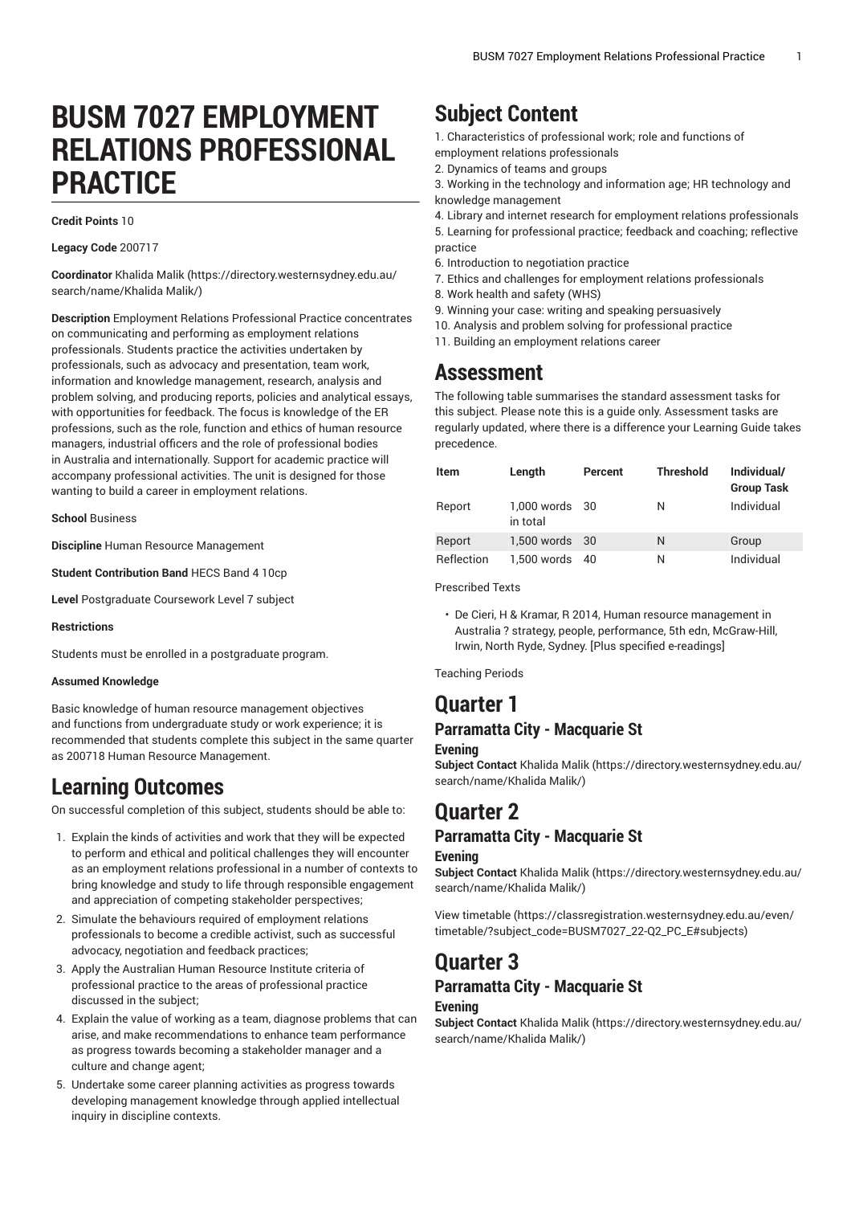# BUSM 7027 EMPLOYMENT RELATIONS PROFESSIONAL PRACTICE

**Credit Points** 10

**Legacy Code** 200717

**Coordinator** Khalida Malik (https://directory.westernsydney.edu.au/search/name/Khalida Malik/)

**Description** Employment Relations Professional Practice concentrates on communicating and performing as employment relations professionals. Students practice the activities undertaken by professionals, such as advocacy and presentation, team work, information and knowledge management, research, analysis and problem solving, and producing reports, policies and analytical essays, with opportunities for feedback. The focus is knowledge of the ER professions, such as the role, function and ethics of human resource managers, industrial officers and the role of professional bodies in Australia and internationally. Support for academic practice will accompany professional activities. The unit is designed for those wanting to build a career in employment relations.

**School** Business

**Discipline** Human Resource Management

**Student Contribution Band** HECS Band 4 10cp

**Level** Postgraduate Coursework Level 7 subject

**Restrictions**

Students must be enrolled in a postgraduate program.

**Assumed Knowledge**

Basic knowledge of human resource management objectives and functions from undergraduate study or work experience; it is recommended that students complete this subject in the same quarter as 200718 Human Resource Management.

## Learning Outcomes

On successful completion of this subject, students should be able to:

1. Explain the kinds of activities and work that they will be expected to perform and ethical and political challenges they will encounter as an employment relations professional in a number of contexts to bring knowledge and study to life through responsible engagement and appreciation of competing stakeholder perspectives;
2. Simulate the behaviours required of employment relations professionals to become a credible activist, such as successful advocacy, negotiation and feedback practices;
3. Apply the Australian Human Resource Institute criteria of professional practice to the areas of professional practice discussed in the subject;
4. Explain the value of working as a team, diagnose problems that can arise, and make recommendations to enhance team performance as progress towards becoming a stakeholder manager and a culture and change agent;
5. Undertake some career planning activities as progress towards developing management knowledge through applied intellectual inquiry in discipline contexts.

## Subject Content

1. Characteristics of professional work; role and functions of employment relations professionals
2. Dynamics of teams and groups
3. Working in the technology and information age; HR technology and knowledge management
4. Library and internet research for employment relations professionals
5. Learning for professional practice; feedback and coaching; reflective practice
6. Introduction to negotiation practice
7. Ethics and challenges for employment relations professionals
8. Work health and safety (WHS)
9. Winning your case: writing and speaking persuasively
10. Analysis and problem solving for professional practice
11. Building an employment relations career

## Assessment

The following table summarises the standard assessment tasks for this subject. Please note this is a guide only. Assessment tasks are regularly updated, where there is a difference your Learning Guide takes precedence.

| Item | Length | Percent | Threshold | Individual/ Group Task |
|---|---|---|---|---|
| Report | 1,000 words in total | 30 | N | Individual |
| Report | 1,500 words | 30 | N | Group |
| Reflection | 1,500 words | 40 | N | Individual |

Prescribed Texts

- De Cieri, H & Kramar, R 2014, Human resource management in Australia ? strategy, people, performance, 5th edn, McGraw-Hill, Irwin, North Ryde, Sydney. [Plus specified e-readings]

Teaching Periods

# Quarter 1

## Parramatta City - Macquarie St

### Evening

**Subject Contact** Khalida Malik (https://directory.westernsydney.edu.au/search/name/Khalida Malik/)

# Quarter 2

## Parramatta City - Macquarie St

### Evening

**Subject Contact** Khalida Malik (https://directory.westernsydney.edu.au/search/name/Khalida Malik/)

View timetable (https://classregistration.westernsydney.edu.au/even/timetable/?subject_code=BUSM7027_22-Q2_PC_E#subjects)

# Quarter 3

## Parramatta City - Macquarie St

### Evening

**Subject Contact** Khalida Malik (https://directory.westernsydney.edu.au/search/name/Khalida Malik/)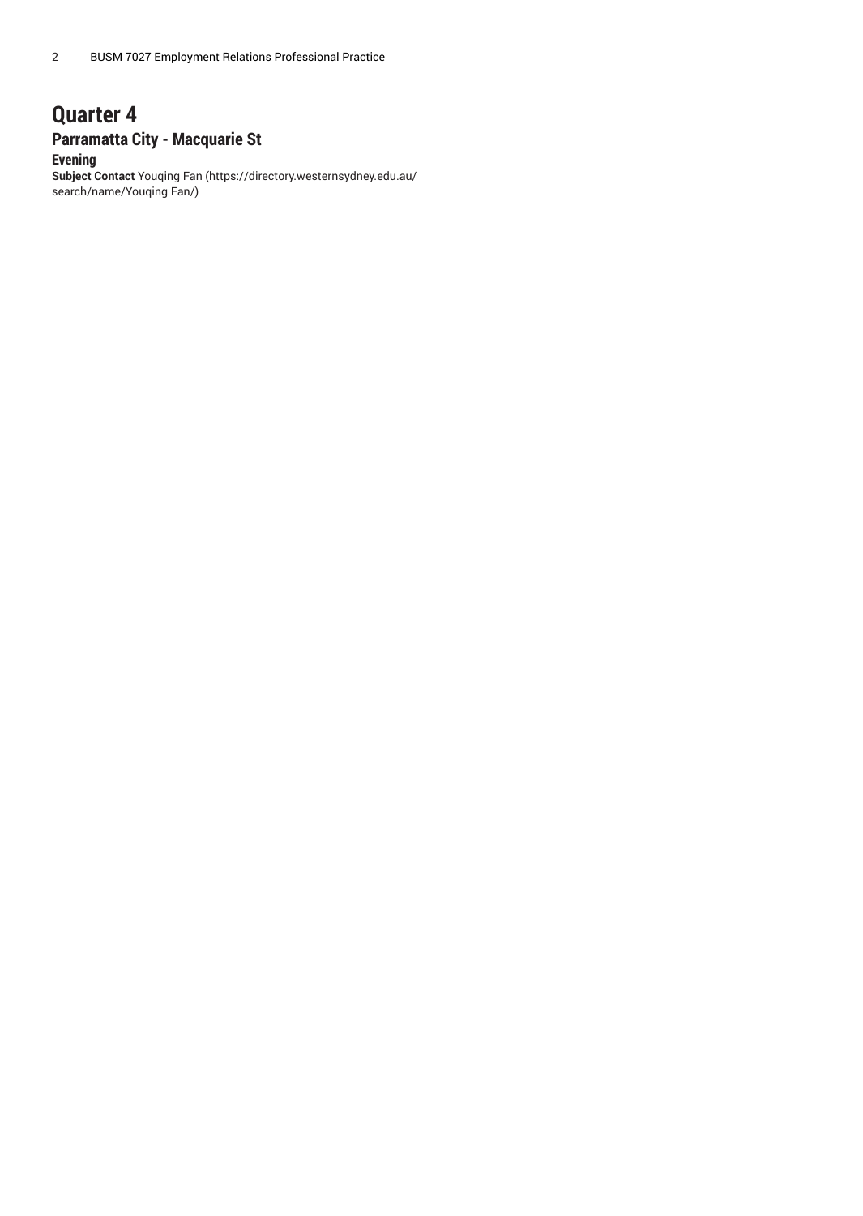## Quarter 4

### Parramatta City - Macquarie St

#### Evening

**Subject Contact** Youqing Fan (https://directory.westernsydney.edu.au/search/name/Youqing Fan/)